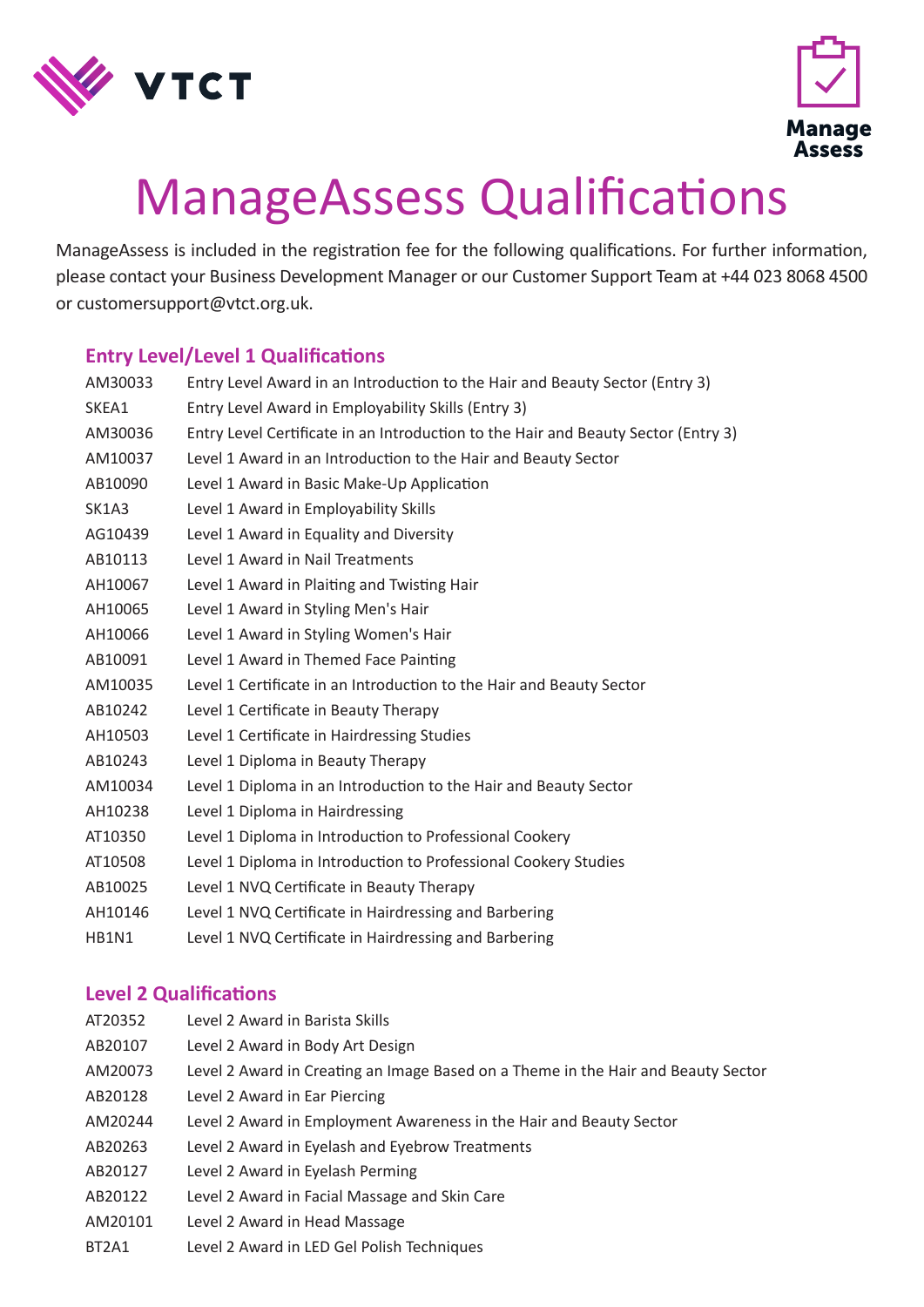# ManageAssess Qualifications

ManageAssess is included in the registration fee for the following qualifications. For further information, please contact your Business Development Manager or our Customer Support Team at +44 023 8068 4500 or customersupport@vtct.org.uk.

## Entry Level/Level 1 Qualifications

| | |
|---|---|
| AM30033 | Entry Level Award in an Introduction to the Hair and Beauty Sector (Entry 3) |
| SKEA1 | Entry Level Award in Employability Skills (Entry 3) |
| AM30036 | Entry Level Certificate in an Introduction to the Hair and Beauty Sector (Entry 3) |
| AM10037 | Level 1 Award in an Introduction to the Hair and Beauty Sector |
| AB10090 | Level 1 Award in Basic Make-Up Application |
| SK1A3 | Level 1 Award in Employability Skills |
| AG10439 | Level 1 Award in Equality and Diversity |
| AB10113 | Level 1 Award in Nail Treatments |
| AH10067 | Level 1 Award in Plaiting and Twisting Hair |
| AH10065 | Level 1 Award in Styling Men's Hair |
| AH10066 | Level 1 Award in Styling Women's Hair |
| AB10091 | Level 1 Award in Themed Face Painting |
| AM10035 | Level 1 Certificate in an Introduction to the Hair and Beauty Sector |
| AB10242 | Level 1 Certificate in Beauty Therapy |
| AH10503 | Level 1 Certificate in Hairdressing Studies |
| AB10243 | Level 1 Diploma in Beauty Therapy |
| AM10034 | Level 1 Diploma in an Introduction to the Hair and Beauty Sector |
| AH10238 | Level 1 Diploma in Hairdressing |
| AT10350 | Level 1 Diploma in Introduction to Professional Cookery |
| AT10508 | Level 1 Diploma in Introduction to Professional Cookery Studies |
| AB10025 | Level 1 NVQ Certificate in Beauty Therapy |
| AH10146 | Level 1 NVQ Certificate in Hairdressing and Barbering |
| HB1N1 | Level 1 NVQ Certificate in Hairdressing and Barbering |

## Level 2 Qualifications

| | |
|---|---|
| AT20352 | Level 2 Award in Barista Skills |
| AB20107 | Level 2 Award in Body Art Design |
| AM20073 | Level 2 Award in Creating an Image Based on a Theme in the Hair and Beauty Sector |
| AB20128 | Level 2 Award in Ear Piercing |
| AM20244 | Level 2 Award in Employment Awareness in the Hair and Beauty Sector |
| AB20263 | Level 2 Award in Eyelash and Eyebrow Treatments |
| AB20127 | Level 2 Award in Eyelash Perming |
| AB20122 | Level 2 Award in Facial Massage and Skin Care |
| AM20101 | Level 2 Award in Head Massage |
| BT2A1 | Level 2 Award in LED Gel Polish Techniques |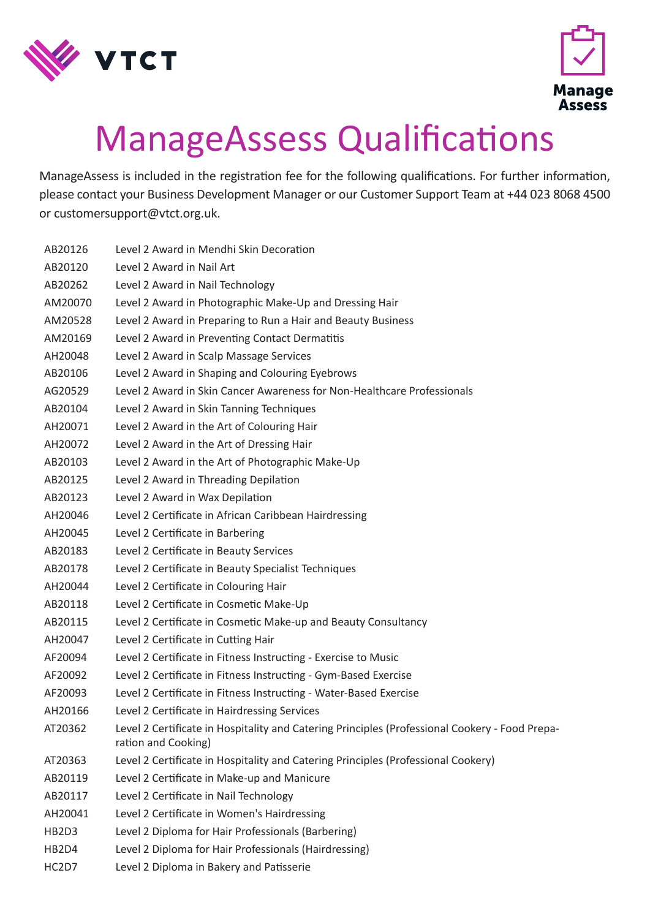# ManageAssess Qualifications

ManageAssess is included in the registration fee for the following qualifications. For further information, please contact your Business Development Manager or our Customer Support Team at +44 023 8068 4500 or customersupport@vtct.org.uk.

| | |
|---|---|
| AB20126 | Level 2 Award in Mendhi Skin Decoration |
| AB20120 | Level 2 Award in Nail Art |
| AB20262 | Level 2 Award in Nail Technology |
| AM20070 | Level 2 Award in Photographic Make-Up and Dressing Hair |
| AM20528 | Level 2 Award in Preparing to Run a Hair and Beauty Business |
| AM20169 | Level 2 Award in Preventing Contact Dermatitis |
| AH20048 | Level 2 Award in Scalp Massage Services |
| AB20106 | Level 2 Award in Shaping and Colouring Eyebrows |
| AG20529 | Level 2 Award in Skin Cancer Awareness for Non-Healthcare Professionals |
| AB20104 | Level 2 Award in Skin Tanning Techniques |
| AH20071 | Level 2 Award in the Art of Colouring Hair |
| AH20072 | Level 2 Award in the Art of Dressing Hair |
| AB20103 | Level 2 Award in the Art of Photographic Make-Up |
| AB20125 | Level 2 Award in Threading Depilation |
| AB20123 | Level 2 Award in Wax Depilation |
| AH20046 | Level 2 Certificate in African Caribbean Hairdressing |
| AH20045 | Level 2 Certificate in Barbering |
| AB20183 | Level 2 Certificate in Beauty Services |
| AB20178 | Level 2 Certificate in Beauty Specialist Techniques |
| AH20044 | Level 2 Certificate in Colouring Hair |
| AB20118 | Level 2 Certificate in Cosmetic Make-Up |
| AB20115 | Level 2 Certificate in Cosmetic Make-up and Beauty Consultancy |
| AH20047 | Level 2 Certificate in Cutting Hair |
| AF20094 | Level 2 Certificate in Fitness Instructing - Exercise to Music |
| AF20092 | Level 2 Certificate in Fitness Instructing - Gym-Based Exercise |
| AF20093 | Level 2 Certificate in Fitness Instructing - Water-Based Exercise |
| AH20166 | Level 2 Certificate in Hairdressing Services |
| AT20362 | Level 2 Certificate in Hospitality and Catering Principles (Professional Cookery - Food Preparation and Cooking) |
| AT20363 | Level 2 Certificate in Hospitality and Catering Principles (Professional Cookery) |
| AB20119 | Level 2 Certificate in Make-up and Manicure |
| AB20117 | Level 2 Certificate in Nail Technology |
| AH20041 | Level 2 Certificate in Women's Hairdressing |
| HB2D3 | Level 2 Diploma for Hair Professionals (Barbering) |
| HB2D4 | Level 2 Diploma for Hair Professionals (Hairdressing) |
| HC2D7 | Level 2 Diploma in Bakery and Patisserie |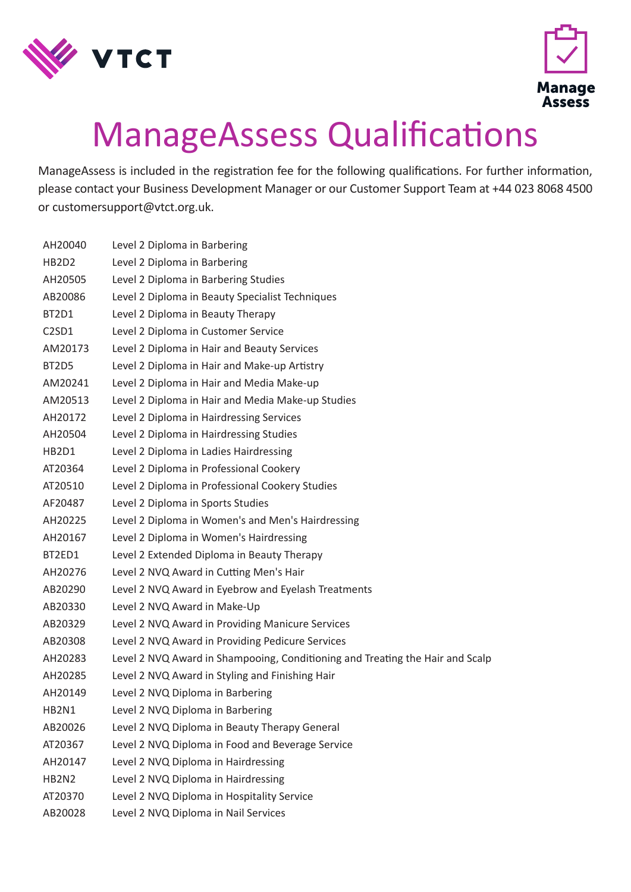# ManageAssess Qualifications

ManageAssess is included in the registration fee for the following qualifications. For further information, please contact your Business Development Manager or our Customer Support Team at +44 023 8068 4500 or customersupport@vtct.org.uk.

| | |
|---|---|
| AH20040 | Level 2 Diploma in Barbering |
| HB2D2 | Level 2 Diploma in Barbering |
| AH20505 | Level 2 Diploma in Barbering Studies |
| AB20086 | Level 2 Diploma in Beauty Specialist Techniques |
| BT2D1 | Level 2 Diploma in Beauty Therapy |
| C2SD1 | Level 2 Diploma in Customer Service |
| AM20173 | Level 2 Diploma in Hair and Beauty Services |
| BT2D5 | Level 2 Diploma in Hair and Make-up Artistry |
| AM20241 | Level 2 Diploma in Hair and Media Make-up |
| AM20513 | Level 2 Diploma in Hair and Media Make-up Studies |
| AH20172 | Level 2 Diploma in Hairdressing Services |
| AH20504 | Level 2 Diploma in Hairdressing Studies |
| HB2D1 | Level 2 Diploma in Ladies Hairdressing |
| AT20364 | Level 2 Diploma in Professional Cookery |
| AT20510 | Level 2 Diploma in Professional Cookery Studies |
| AF20487 | Level 2 Diploma in Sports Studies |
| AH20225 | Level 2 Diploma in Women's and Men's Hairdressing |
| AH20167 | Level 2 Diploma in Women's Hairdressing |
| BT2ED1 | Level 2 Extended Diploma in Beauty Therapy |
| AH20276 | Level 2 NVQ Award in Cutting Men's Hair |
| AB20290 | Level 2 NVQ Award in Eyebrow and Eyelash Treatments |
| AB20330 | Level 2 NVQ Award in Make-Up |
| AB20329 | Level 2 NVQ Award in Providing Manicure Services |
| AB20308 | Level 2 NVQ Award in Providing Pedicure Services |
| AH20283 | Level 2 NVQ Award in Shampooing, Conditioning and Treating the Hair and Scalp |
| AH20285 | Level 2 NVQ Award in Styling and Finishing Hair |
| AH20149 | Level 2 NVQ Diploma in Barbering |
| HB2N1 | Level 2 NVQ Diploma in Barbering |
| AB20026 | Level 2 NVQ Diploma in Beauty Therapy General |
| AT20367 | Level 2 NVQ Diploma in Food and Beverage Service |
| AH20147 | Level 2 NVQ Diploma in Hairdressing |
| HB2N2 | Level 2 NVQ Diploma in Hairdressing |
| AT20370 | Level 2 NVQ Diploma in Hospitality Service |
| AB20028 | Level 2 NVQ Diploma in Nail Services |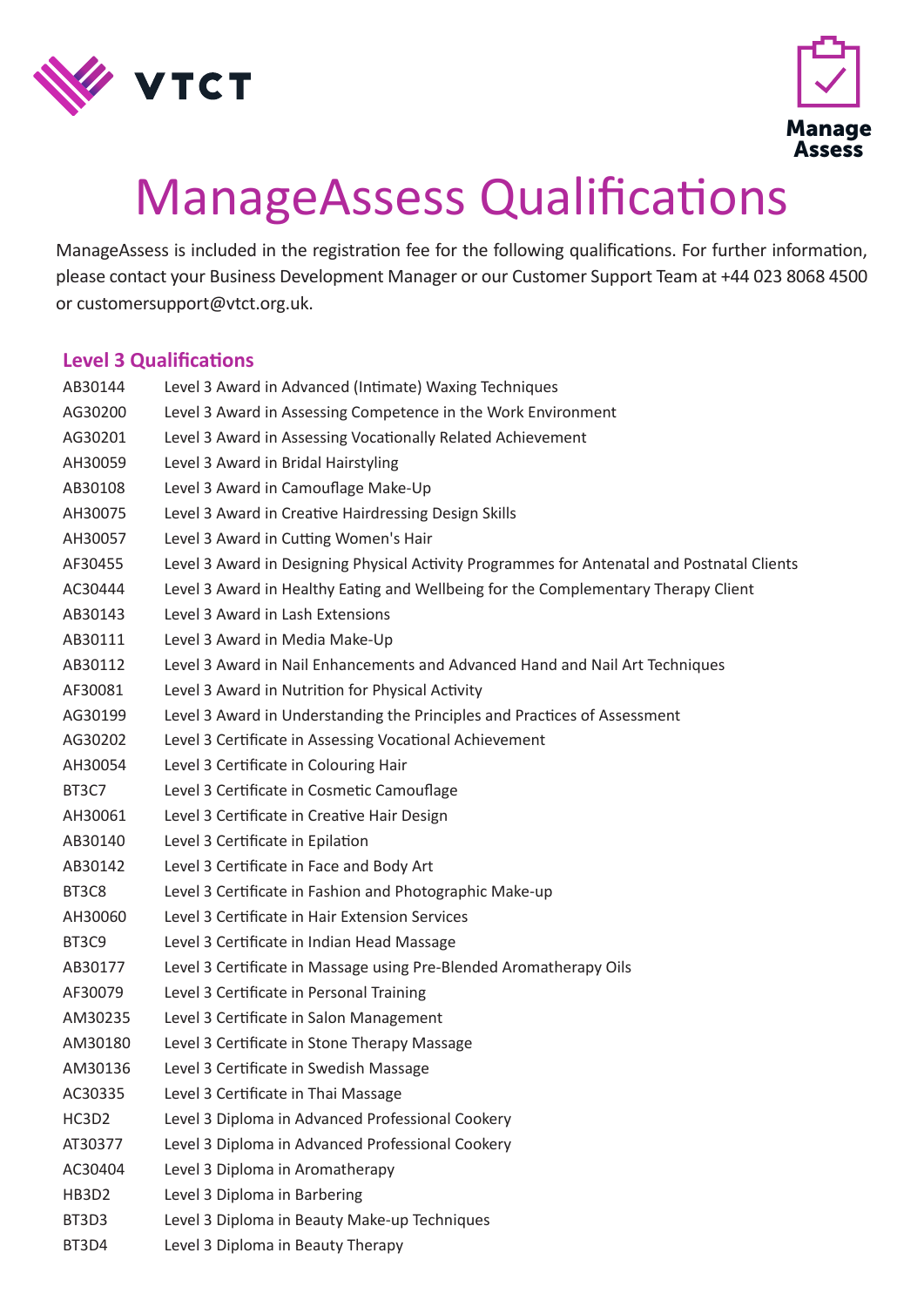# ManageAssess Qualifications

ManageAssess is included in the registration fee for the following qualifications. For further information, please contact your Business Development Manager or our Customer Support Team at +44 023 8068 4500 or customersupport@vtct.org.uk.

## Level 3 Qualifications

| | |
|---|---|
| AB30144 | Level 3 Award in Advanced (Intimate) Waxing Techniques |
| AG30200 | Level 3 Award in Assessing Competence in the Work Environment |
| AG30201 | Level 3 Award in Assessing Vocationally Related Achievement |
| AH30059 | Level 3 Award in Bridal Hairstyling |
| AB30108 | Level 3 Award in Camouflage Make-Up |
| AH30075 | Level 3 Award in Creative Hairdressing Design Skills |
| AH30057 | Level 3 Award in Cutting Women's Hair |
| AF30455 | Level 3 Award in Designing Physical Activity Programmes for Antenatal and Postnatal Clients |
| AC30444 | Level 3 Award in Healthy Eating and Wellbeing for the Complementary Therapy Client |
| AB30143 | Level 3 Award in Lash Extensions |
| AB30111 | Level 3 Award in Media Make-Up |
| AB30112 | Level 3 Award in Nail Enhancements and Advanced Hand and Nail Art Techniques |
| AF30081 | Level 3 Award in Nutrition for Physical Activity |
| AG30199 | Level 3 Award in Understanding the Principles and Practices of Assessment |
| AG30202 | Level 3 Certificate in Assessing Vocational Achievement |
| AH30054 | Level 3 Certificate in Colouring Hair |
| BT3C7 | Level 3 Certificate in Cosmetic Camouflage |
| AH30061 | Level 3 Certificate in Creative Hair Design |
| AB30140 | Level 3 Certificate in Epilation |
| AB30142 | Level 3 Certificate in Face and Body Art |
| BT3C8 | Level 3 Certificate in Fashion and Photographic Make-up |
| AH30060 | Level 3 Certificate in Hair Extension Services |
| BT3C9 | Level 3 Certificate in Indian Head Massage |
| AB30177 | Level 3 Certificate in Massage using Pre-Blended Aromatherapy Oils |
| AF30079 | Level 3 Certificate in Personal Training |
| AM30235 | Level 3 Certificate in Salon Management |
| AM30180 | Level 3 Certificate in Stone Therapy Massage |
| AM30136 | Level 3 Certificate in Swedish Massage |
| AC30335 | Level 3 Certificate in Thai Massage |
| HC3D2 | Level 3 Diploma in Advanced Professional Cookery |
| AT30377 | Level 3 Diploma in Advanced Professional Cookery |
| AC30404 | Level 3 Diploma in Aromatherapy |
| HB3D2 | Level 3 Diploma in Barbering |
| BT3D3 | Level 3 Diploma in Beauty Make-up Techniques |
| BT3D4 | Level 3 Diploma in Beauty Therapy |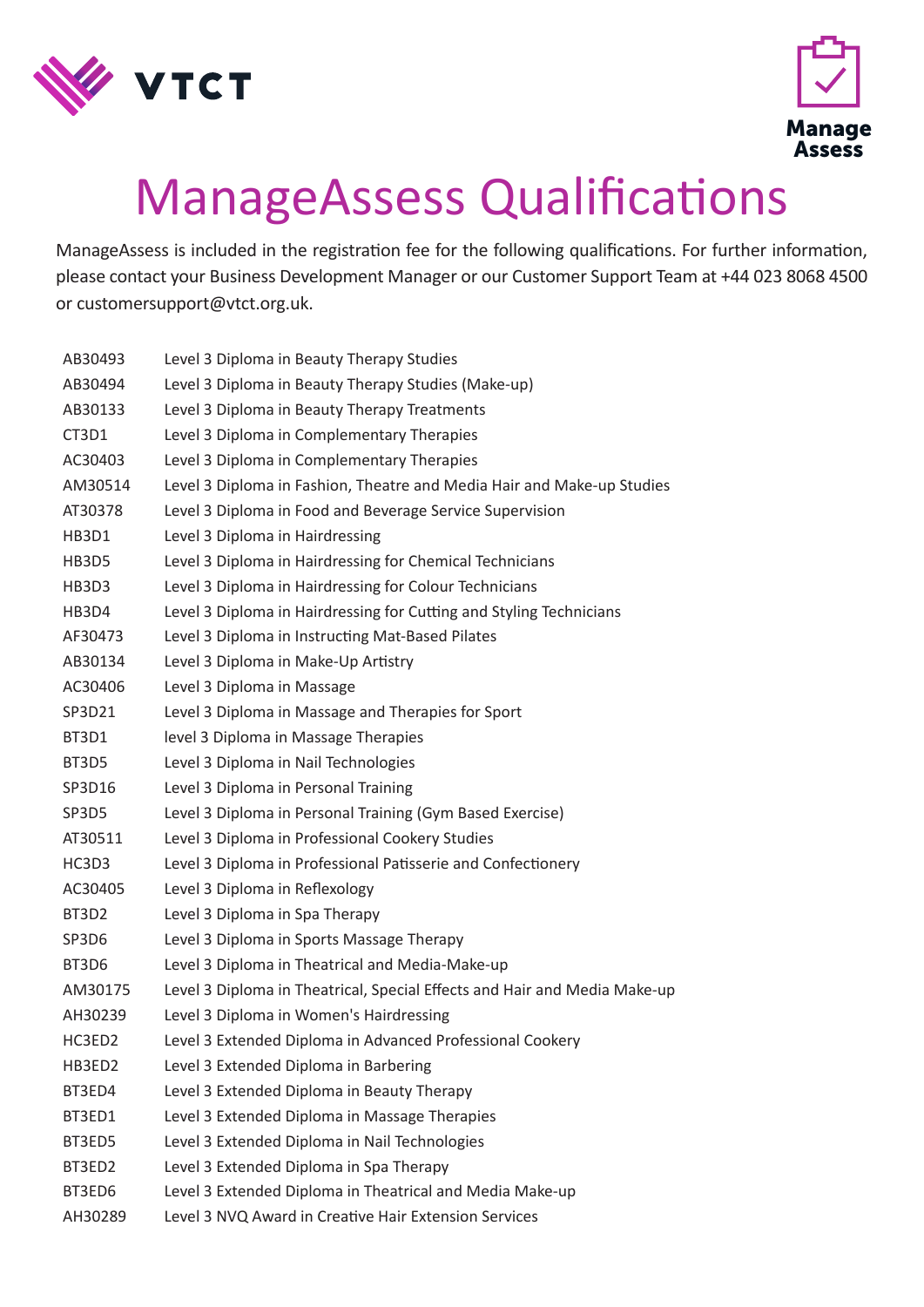# ManageAssess Qualifications

ManageAssess is included in the registration fee for the following qualifications. For further information, please contact your Business Development Manager or our Customer Support Team at +44 023 8068 4500 or customersupport@vtct.org.uk.

| | |
|---|---|
| AB30493 | Level 3 Diploma in Beauty Therapy Studies |
| AB30494 | Level 3 Diploma in Beauty Therapy Studies (Make-up) |
| AB30133 | Level 3 Diploma in Beauty Therapy Treatments |
| CT3D1 | Level 3 Diploma in Complementary Therapies |
| AC30403 | Level 3 Diploma in Complementary Therapies |
| AM30514 | Level 3 Diploma in Fashion, Theatre and Media Hair and Make-up Studies |
| AT30378 | Level 3 Diploma in Food and Beverage Service Supervision |
| HB3D1 | Level 3 Diploma in Hairdressing |
| HB3D5 | Level 3 Diploma in Hairdressing for Chemical Technicians |
| HB3D3 | Level 3 Diploma in Hairdressing for Colour Technicians |
| HB3D4 | Level 3 Diploma in Hairdressing for Cutting and Styling Technicians |
| AF30473 | Level 3 Diploma in Instructing Mat-Based Pilates |
| AB30134 | Level 3 Diploma in Make-Up Artistry |
| AC30406 | Level 3 Diploma in Massage |
| SP3D21 | Level 3 Diploma in Massage and Therapies for Sport |
| BT3D1 | level 3 Diploma in Massage Therapies |
| BT3D5 | Level 3 Diploma in Nail Technologies |
| SP3D16 | Level 3 Diploma in Personal Training |
| SP3D5 | Level 3 Diploma in Personal Training (Gym Based Exercise) |
| AT30511 | Level 3 Diploma in Professional Cookery Studies |
| HC3D3 | Level 3 Diploma in Professional Patisserie and Confectionery |
| AC30405 | Level 3 Diploma in Reflexology |
| BT3D2 | Level 3 Diploma in Spa Therapy |
| SP3D6 | Level 3 Diploma in Sports Massage Therapy |
| BT3D6 | Level 3 Diploma in Theatrical and Media-Make-up |
| AM30175 | Level 3 Diploma in Theatrical, Special Effects and Hair and Media Make-up |
| AH30239 | Level 3 Diploma in Women's Hairdressing |
| HC3ED2 | Level 3 Extended Diploma in Advanced Professional Cookery |
| HB3ED2 | Level 3 Extended Diploma in Barbering |
| BT3ED4 | Level 3 Extended Diploma in Beauty Therapy |
| BT3ED1 | Level 3 Extended Diploma in Massage Therapies |
| BT3ED5 | Level 3 Extended Diploma in Nail Technologies |
| BT3ED2 | Level 3 Extended Diploma in Spa Therapy |
| BT3ED6 | Level 3 Extended Diploma in Theatrical and Media Make-up |
| AH30289 | Level 3 NVQ Award in Creative Hair Extension Services |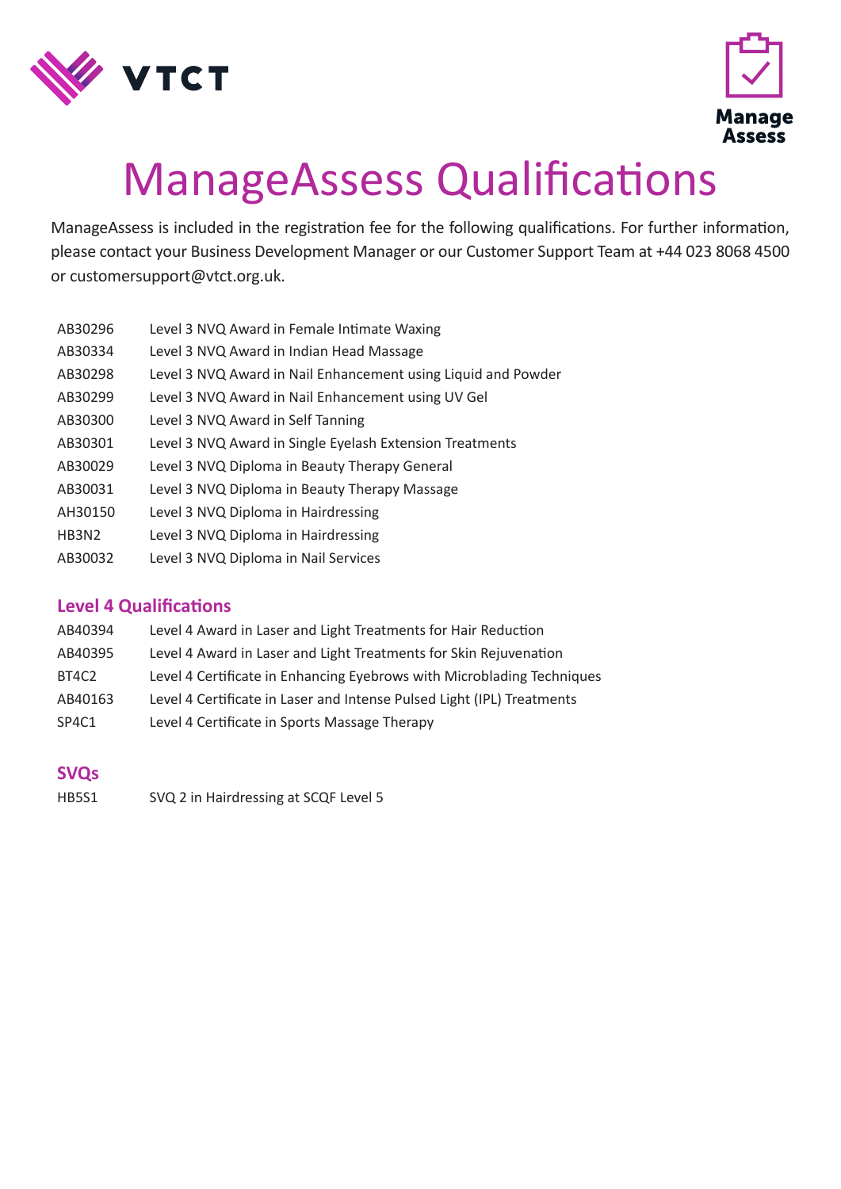# ManageAssess Qualifications

ManageAssess is included in the registration fee for the following qualifications. For further information, please contact your Business Development Manager or our Customer Support Team at +44 023 8068 4500 or customersupport@vtct.org.uk.

| | |
|---|---|
| AB30296 | Level 3 NVQ Award in Female Intimate Waxing |
| AB30334 | Level 3 NVQ Award in Indian Head Massage |
| AB30298 | Level 3 NVQ Award in Nail Enhancement using Liquid and Powder |
| AB30299 | Level 3 NVQ Award in Nail Enhancement using UV Gel |
| AB30300 | Level 3 NVQ Award in Self Tanning |
| AB30301 | Level 3 NVQ Award in Single Eyelash Extension Treatments |
| AB30029 | Level 3 NVQ Diploma in Beauty Therapy General |
| AB30031 | Level 3 NVQ Diploma in Beauty Therapy Massage |
| AH30150 | Level 3 NVQ Diploma in Hairdressing |
| HB3N2 | Level 3 NVQ Diploma in Hairdressing |
| AB30032 | Level 3 NVQ Diploma in Nail Services |

## Level 4 Qualifications

| | |
|---|---|
| AB40394 | Level 4 Award in Laser and Light Treatments for Hair Reduction |
| AB40395 | Level 4 Award in Laser and Light Treatments for Skin Rejuvenation |
| BT4C2 | Level 4 Certificate in Enhancing Eyebrows with Microblading Techniques |
| AB40163 | Level 4 Certificate in Laser and Intense Pulsed Light (IPL) Treatments |
| SP4C1 | Level 4 Certificate in Sports Massage Therapy |

## SVQs

| | |
|---|---|
| HB5S1 | SVQ 2 in Hairdressing at SCQF Level 5 |